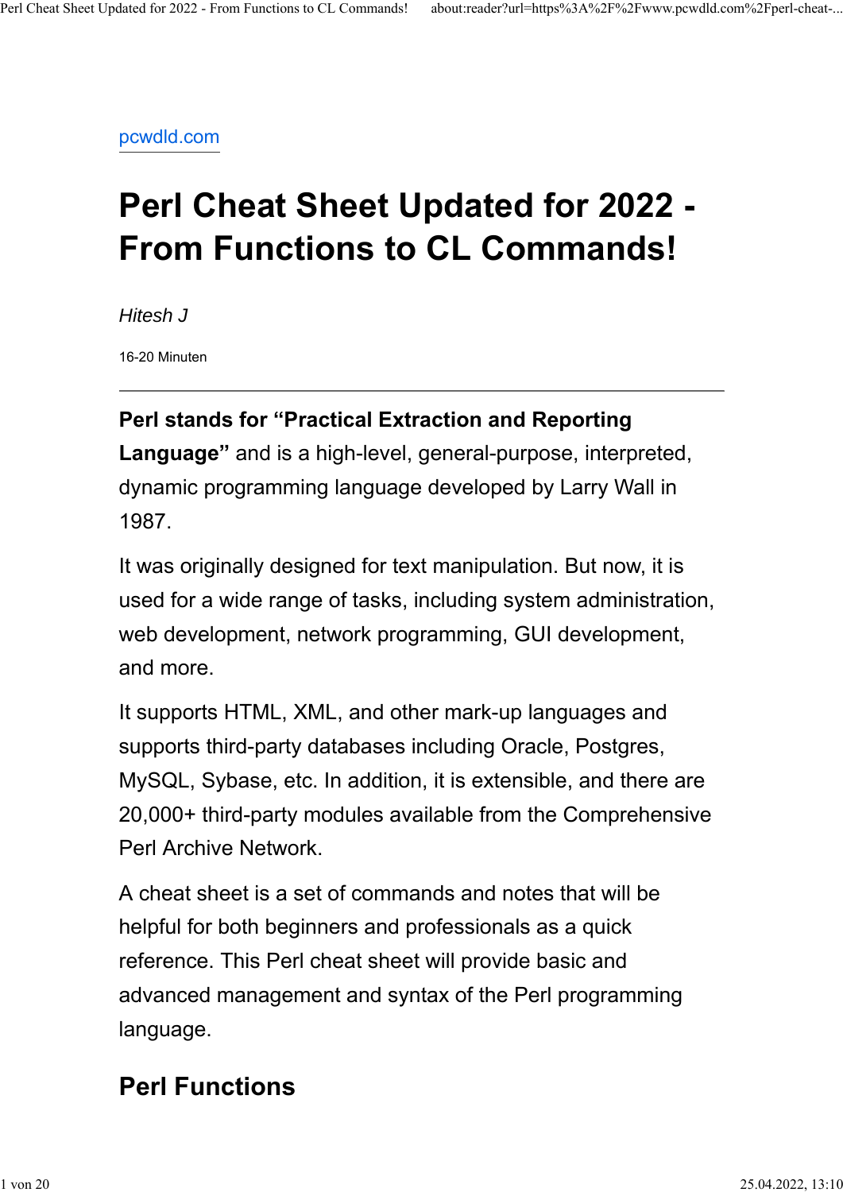pcwdld.com

# Perl Cheat Sheet Updated for 2022 - From Functions to CL Commands!

*Hitesh J*

16-20 Minuten

---

**Perl stands for "Practical Extraction and Reporting Language"** and is a high-level, general-purpose, interpreted, dynamic programming language developed by Larry Wall in 1987.

It was originally designed for text manipulation. But now, it is used for a wide range of tasks, including system administration, web development, network programming, GUI development, and more.

It supports HTML, XML, and other mark-up languages and supports third-party databases including Oracle, Postgres, MySQL, Sybase, etc. In addition, it is extensible, and there are 20,000+ third-party modules available from the Comprehensive Perl Archive Network.

A cheat sheet is a set of commands and notes that will be helpful for both beginners and professionals as a quick reference. This Perl cheat sheet will provide basic and advanced management and syntax of the Perl programming language.

## Perl Functions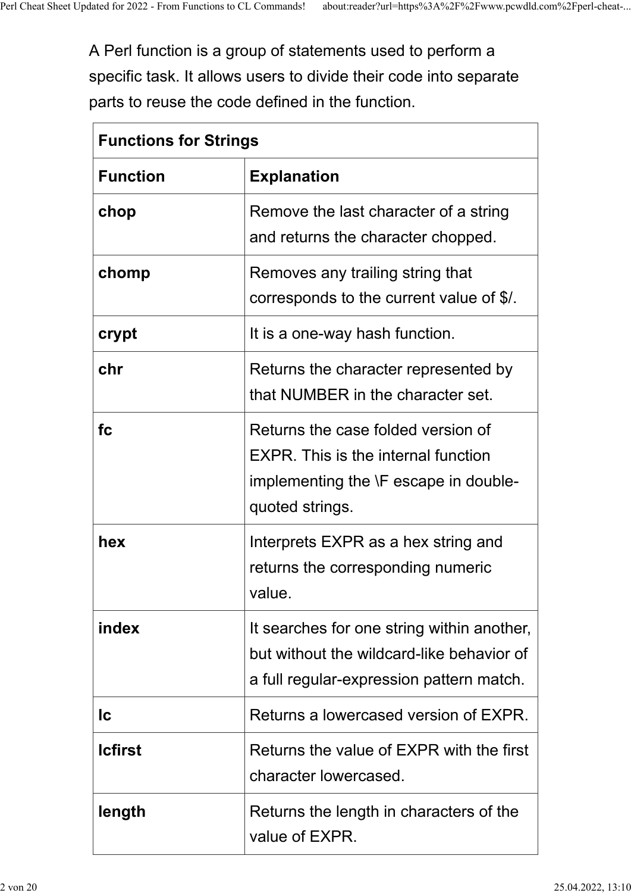A Perl function is a group of statements used to perform a specific task. It allows users to divide their code into separate parts to reuse the code defined in the function.

| **Functions for Strings** | |
|---|---|
| **Function** | **Explanation** |
| **chop** | Remove the last character of a string and returns the character chopped. |
| **chomp** | Removes any trailing string that corresponds to the current value of $/. |
| **crypt** | It is a one-way hash function. |
| **chr** | Returns the character represented by that NUMBER in the character set. |
| **fc** | Returns the case folded version of EXPR. This is the internal function implementing the \F escape in double-quoted strings. |
| **hex** | Interprets EXPR as a hex string and returns the corresponding numeric value. |
| **index** | It searches for one string within another, but without the wildcard-like behavior of a full regular-expression pattern match. |
| **lc** | Returns a lowercased version of EXPR. |
| **lcfirst** | Returns the value of EXPR with the first character lowercased. |
| **length** | Returns the length in characters of the value of EXPR. |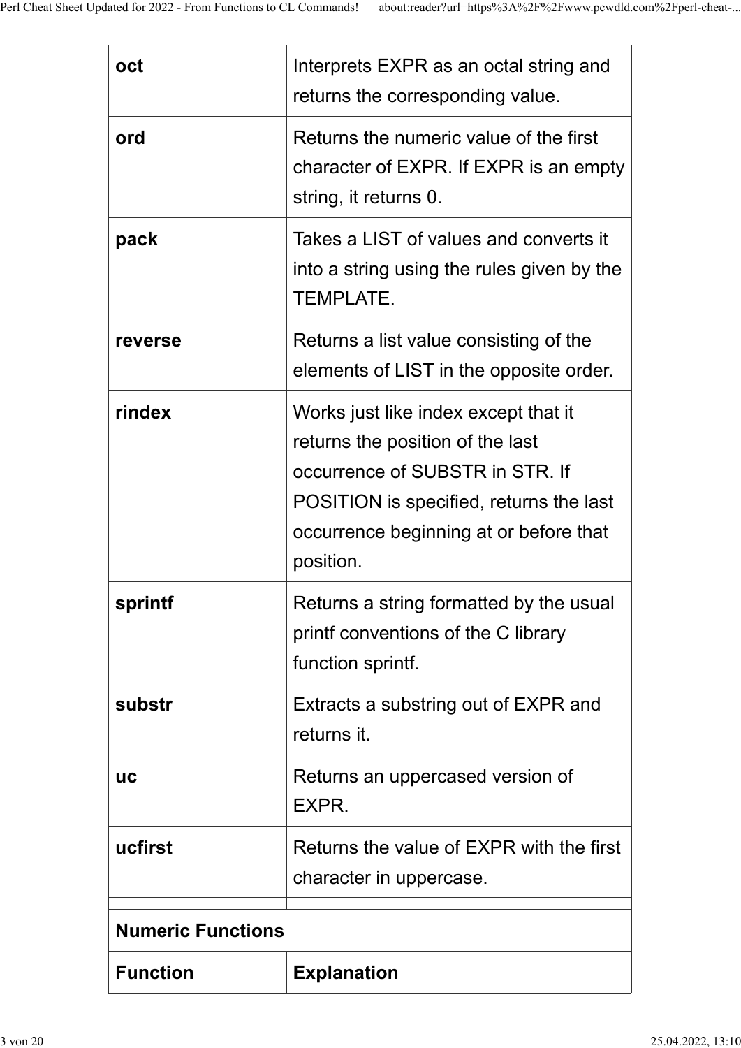| | |
|---|---|
| **oct** | Interprets EXPR as an octal string and returns the corresponding value. |
| **ord** | Returns the numeric value of the first character of EXPR. If EXPR is an empty string, it returns 0. |
| **pack** | Takes a LIST of values and converts it into a string using the rules given by the TEMPLATE. |
| **reverse** | Returns a list value consisting of the elements of LIST in the opposite order. |
| **rindex** | Works just like index except that it returns the position of the last occurrence of SUBSTR in STR. If POSITION is specified, returns the last occurrence beginning at or before that position. |
| **sprintf** | Returns a string formatted by the usual printf conventions of the C library function sprintf. |
| **substr** | Extracts a substring out of EXPR and returns it. |
| **uc** | Returns an uppercased version of EXPR. |
| **ucfirst** | Returns the value of EXPR with the first character in uppercase. |
| | |

| **Numeric Functions** | |
|---|---|
| **Function** | **Explanation** |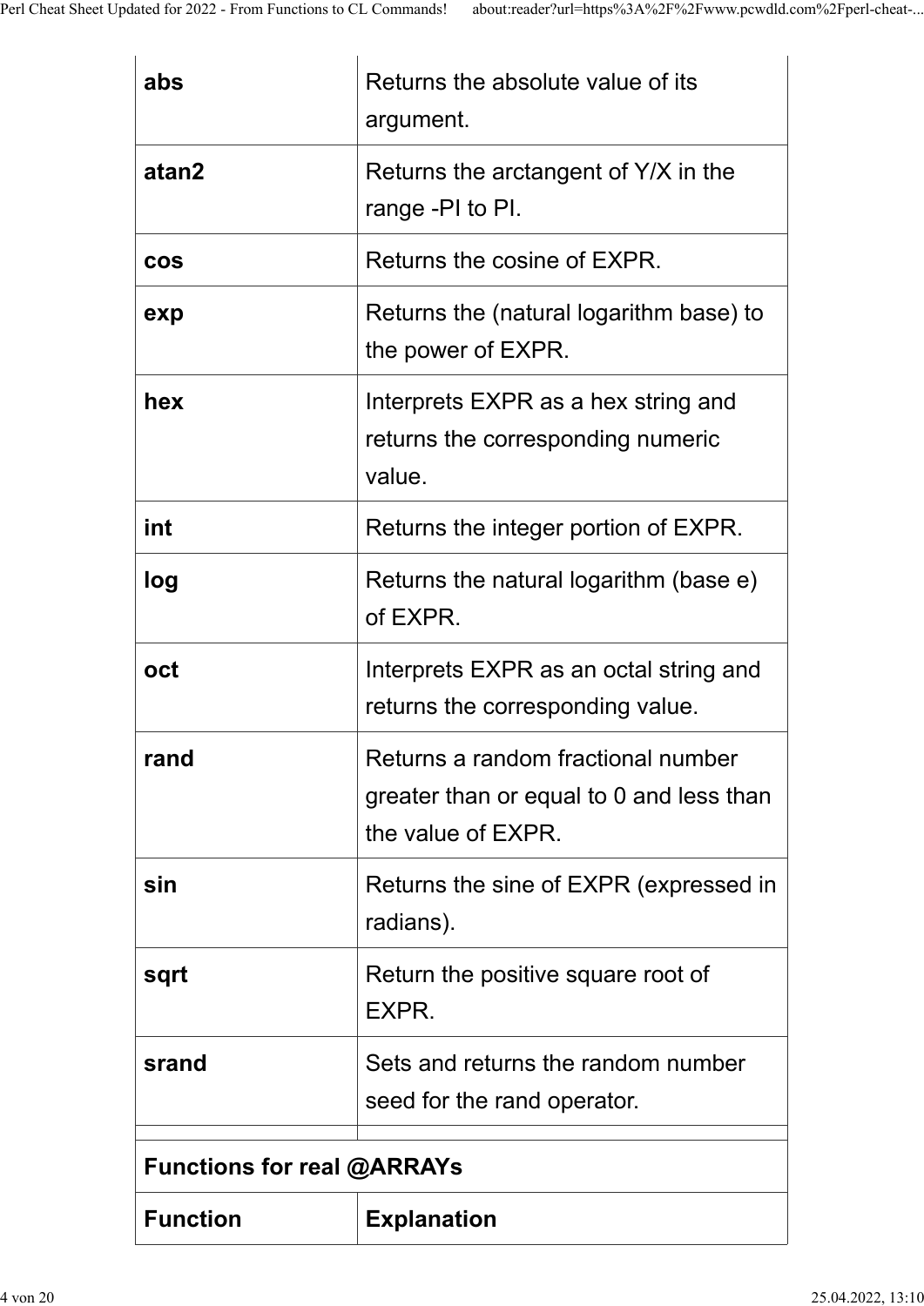| | |
|---|---|
| **abs** | Returns the absolute value of its argument. |
| **atan2** | Returns the arctangent of Y/X in the range -PI to PI. |
| **cos** | Returns the cosine of EXPR. |
| **exp** | Returns the (natural logarithm base) to the power of EXPR. |
| **hex** | Interprets EXPR as a hex string and returns the corresponding numeric value. |
| **int** | Returns the integer portion of EXPR. |
| **log** | Returns the natural logarithm (base e) of EXPR. |
| **oct** | Interprets EXPR as an octal string and returns the corresponding value. |
| **rand** | Returns a random fractional number greater than or equal to 0 and less than the value of EXPR. |
| **sin** | Returns the sine of EXPR (expressed in radians). |
| **sqrt** | Return the positive square root of EXPR. |
| **srand** | Sets and returns the random number seed for the rand operator. |
| | |

| **Functions for real @ARRAYs** | |
|---|---|
| **Function** | **Explanation** |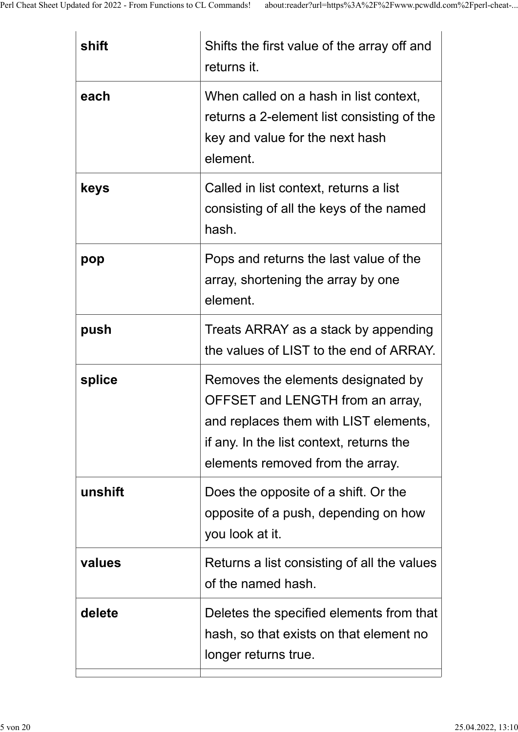| | |
|---|---|
| **shift** | Shifts the first value of the array off and returns it. |
| **each** | When called on a hash in list context, returns a 2-element list consisting of the key and value for the next hash element. |
| **keys** | Called in list context, returns a list consisting of all the keys of the named hash. |
| **pop** | Pops and returns the last value of the array, shortening the array by one element. |
| **push** | Treats ARRAY as a stack by appending the values of LIST to the end of ARRAY. |
| **splice** | Removes the elements designated by OFFSET and LENGTH from an array, and replaces them with LIST elements, if any. In the list context, returns the elements removed from the array. |
| **unshift** | Does the opposite of a shift. Or the opposite of a push, depending on how you look at it. |
| **values** | Returns a list consisting of all the values of the named hash. |
| **delete** | Deletes the specified elements from that hash, so that exists on that element no longer returns true. |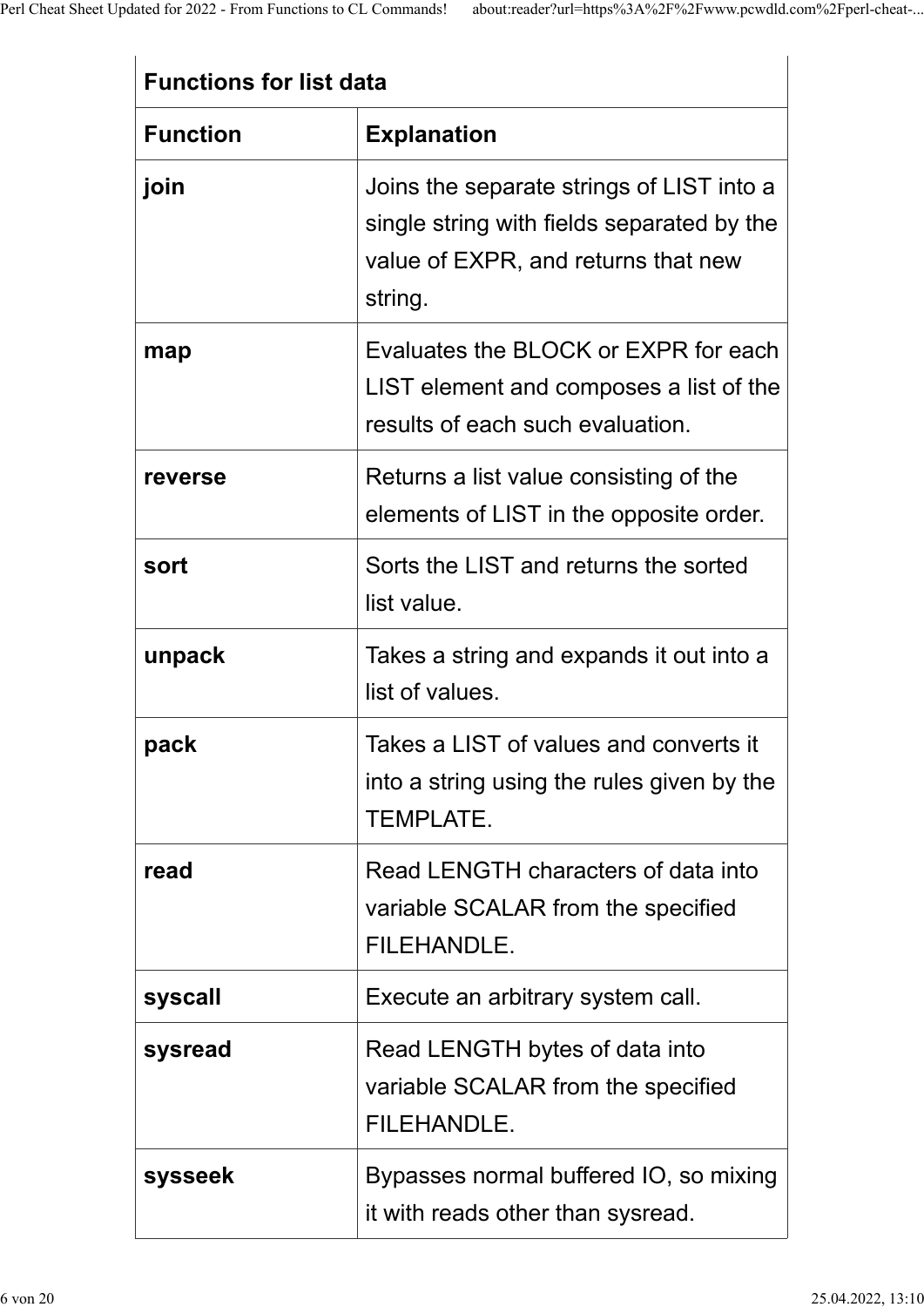| Functions for list data | |
|---|---|
| **Function** | **Explanation** |
| **join** | Joins the separate strings of LIST into a single string with fields separated by the value of EXPR, and returns that new string. |
| **map** | Evaluates the BLOCK or EXPR for each LIST element and composes a list of the results of each such evaluation. |
| **reverse** | Returns a list value consisting of the elements of LIST in the opposite order. |
| **sort** | Sorts the LIST and returns the sorted list value. |
| **unpack** | Takes a string and expands it out into a list of values. |
| **pack** | Takes a LIST of values and converts it into a string using the rules given by the TEMPLATE. |
| **read** | Read LENGTH characters of data into variable SCALAR from the specified FILEHANDLE. |
| **syscall** | Execute an arbitrary system call. |
| **sysread** | Read LENGTH bytes of data into variable SCALAR from the specified FILEHANDLE. |
| **sysseek** | Bypasses normal buffered IO, so mixing it with reads other than sysread. |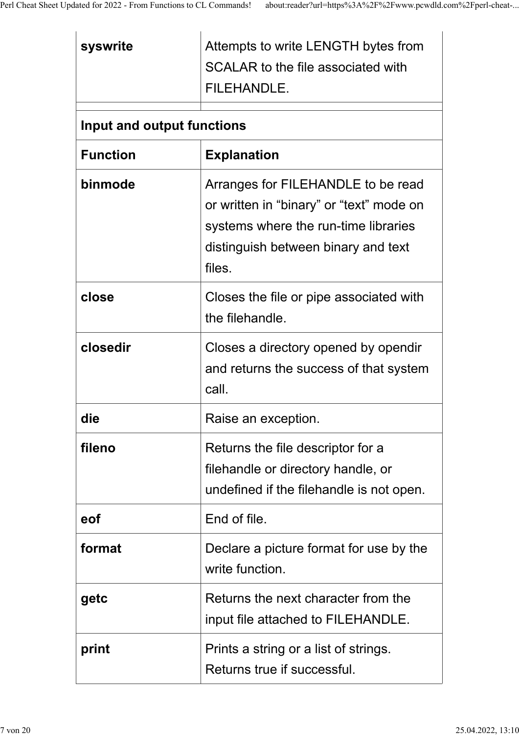| | |
|---|---|
| **syswrite** | Attempts to write LENGTH bytes from SCALAR to the file associated with FILEHANDLE. |
| | |

| **Input and output functions** | |
|---|---|
| **Function** | **Explanation** |
| **binmode** | Arranges for FILEHANDLE to be read or written in “binary” or “text” mode on systems where the run-time libraries distinguish between binary and text files. |
| **close** | Closes the file or pipe associated with the filehandle. |
| **closedir** | Closes a directory opened by opendir and returns the success of that system call. |
| **die** | Raise an exception. |
| **fileno** | Returns the file descriptor for a filehandle or directory handle, or undefined if the filehandle is not open. |
| **eof** | End of file. |
| **format** | Declare a picture format for use by the write function. |
| **getc** | Returns the next character from the input file attached to FILEHANDLE. |
| **print** | Prints a string or a list of strings. Returns true if successful. |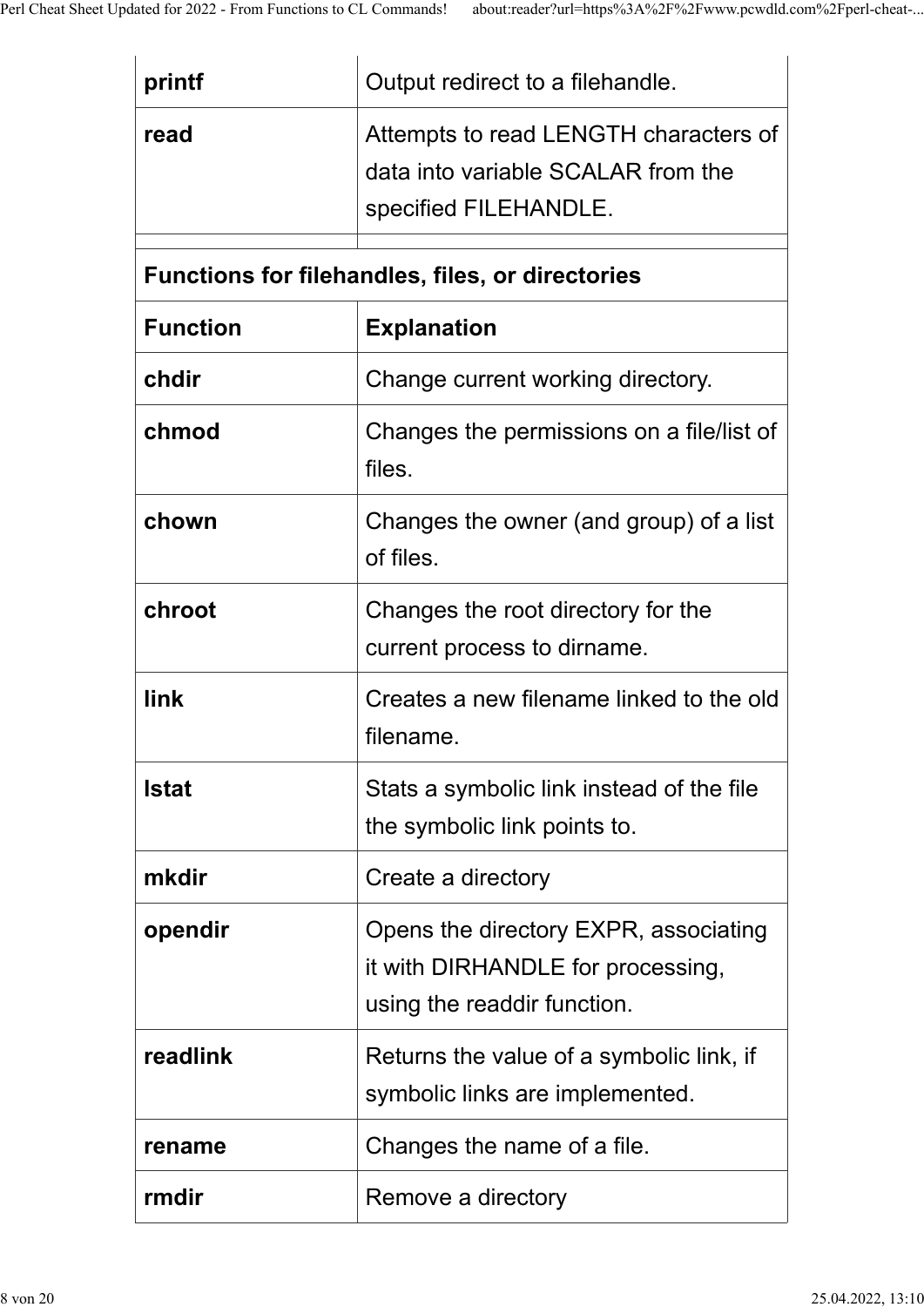| | |
|---|---|
| **printf** | Output redirect to a filehandle. |
| **read** | Attempts to read LENGTH characters of data into variable SCALAR from the specified FILEHANDLE. |
| | |

| **Functions for filehandles, files, or directories** | |
|---|---|
| **Function** | **Explanation** |
| **chdir** | Change current working directory. |
| **chmod** | Changes the permissions on a file/list of files. |
| **chown** | Changes the owner (and group) of a list of files. |
| **chroot** | Changes the root directory for the current process to dirname. |
| **link** | Creates a new filename linked to the old filename. |
| **lstat** | Stats a symbolic link instead of the file the symbolic link points to. |
| **mkdir** | Create a directory |
| **opendir** | Opens the directory EXPR, associating it with DIRHANDLE for processing, using the readdir function. |
| **readlink** | Returns the value of a symbolic link, if symbolic links are implemented. |
| **rename** | Changes the name of a file. |
| **rmdir** | Remove a directory |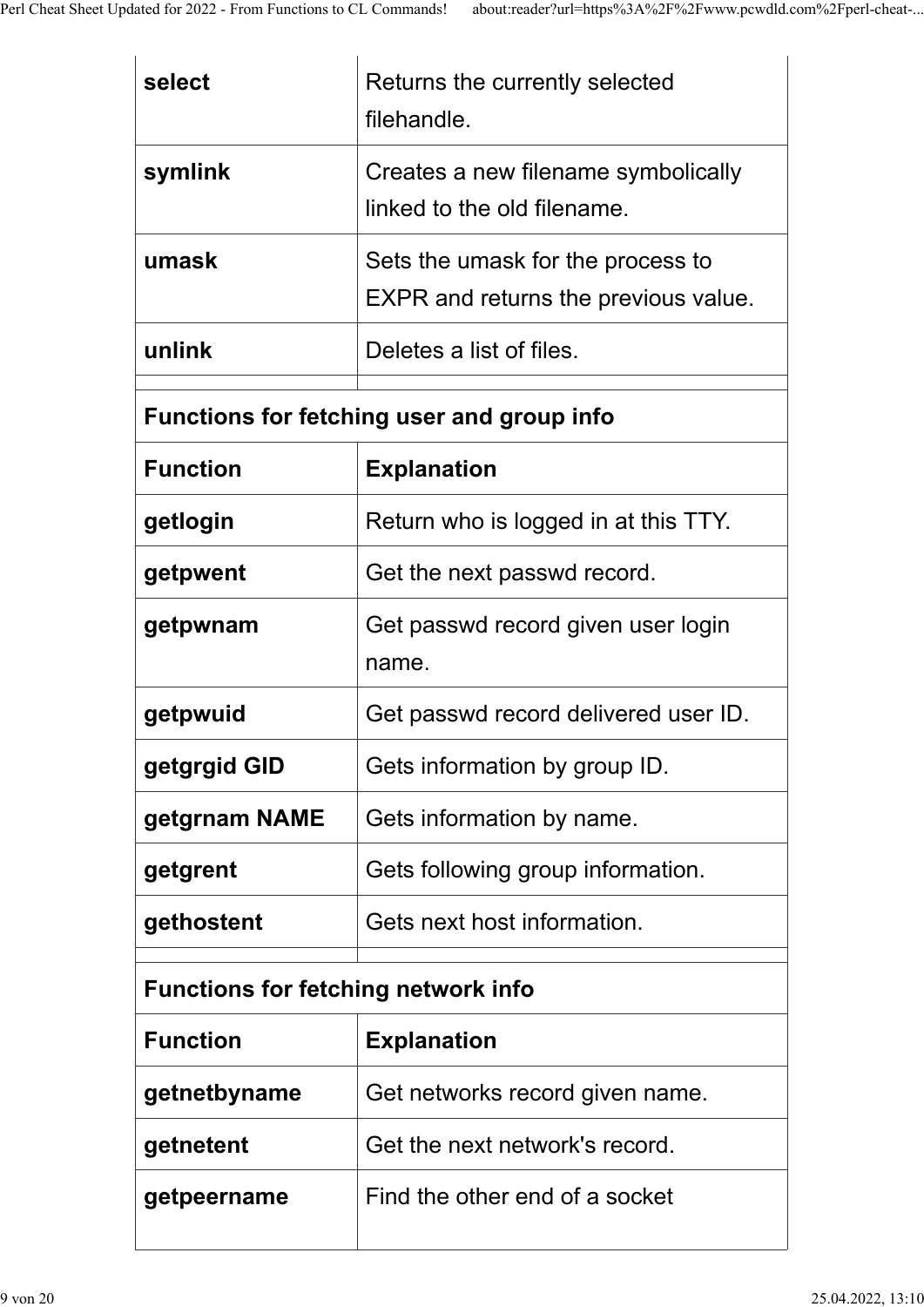| | |
|---|---|
| **select** | Returns the currently selected filehandle. |
| **symlink** | Creates a new filename symbolically linked to the old filename. |
| **umask** | Sets the umask for the process to EXPR and returns the previous value. |
| **unlink** | Deletes a list of files. |

| **Functions for fetching user and group info** | |
|---|---|
| **Function** | **Explanation** |
| **getlogin** | Return who is logged in at this TTY. |
| **getpwent** | Get the next passwd record. |
| **getpwnam** | Get passwd record given user login name. |
| **getpwuid** | Get passwd record delivered user ID. |
| **getgrgid GID** | Gets information by group ID. |
| **getgrnam NAME** | Gets information by name. |
| **getgrent** | Gets following group information. |
| **gethostent** | Gets next host information. |

| **Functions for fetching network info** | |
|---|---|
| **Function** | **Explanation** |
| **getnetbyname** | Get networks record given name. |
| **getnetent** | Get the next network's record. |
| **getpeername** | Find the other end of a socket |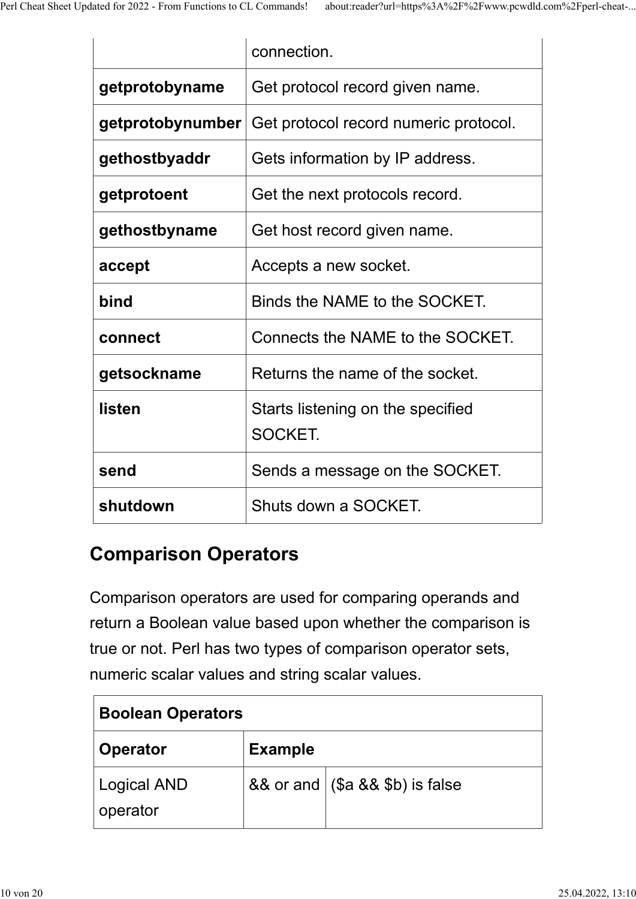| | |
|---|---|
| | connection. |
| **getprotobyname** | Get protocol record given name. |
| **getprotobynumber** | Get protocol record numeric protocol. |
| **gethostbyaddr** | Gets information by IP address. |
| **getprotoent** | Get the next protocols record. |
| **gethostbyname** | Get host record given name. |
| **accept** | Accepts a new socket. |
| **bind** | Binds the NAME to the SOCKET. |
| **connect** | Connects the NAME to the SOCKET. |
| **getsockname** | Returns the name of the socket. |
| **listen** | Starts listening on the specified SOCKET. |
| **send** | Sends a message on the SOCKET. |
| **shutdown** | Shuts down a SOCKET. |

## Comparison Operators

Comparison operators are used for comparing operands and return a Boolean value based upon whether the comparison is true or not. Perl has two types of comparison operator sets, numeric scalar values and string scalar values.

| **Boolean Operators** | | |
|---|---|---|
| **Operator** | **Example** | |
| Logical AND operator | && or and | ($a && $b) is false |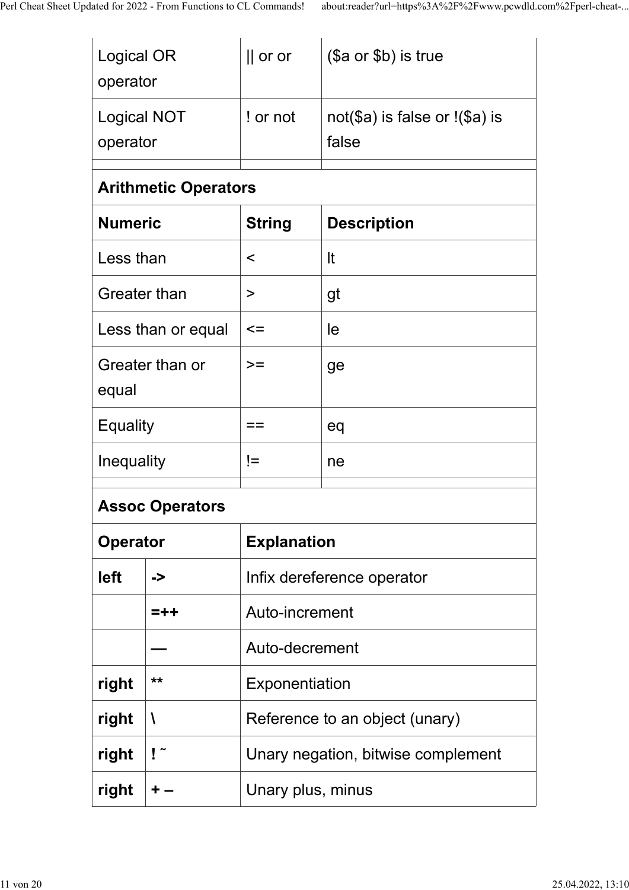| | | |
|---|---|---|
| Logical OR operator | \|\| or or | ($a or $b) is true |
| Logical NOT operator | ! or not | not($a) is false or !($a) is false |
| | | |

| **Arithmetic Operators** | | |
|---|---|---|
| **Numeric** | **String** | **Description** |
| Less than | < | lt |
| Greater than | > | gt |
| Less than or equal | <= | le |
| Greater than or equal | >= | ge |
| Equality | == | eq |
| Inequality | != | ne |
| | | |

| **Assoc Operators** | | |
|---|---|---|
| **Operator** | | **Explanation** |
| **left** | **->** | Infix dereference operator |
| | **=++** | Auto-increment |
| | **—** | Auto-decrement |
| **right** | ** | Exponentiation |
| **right** | **\\** | Reference to an object (unary) |
| **right** | **! ˜** | Unary negation, bitwise complement |
| **right** | **+ –** | Unary plus, minus |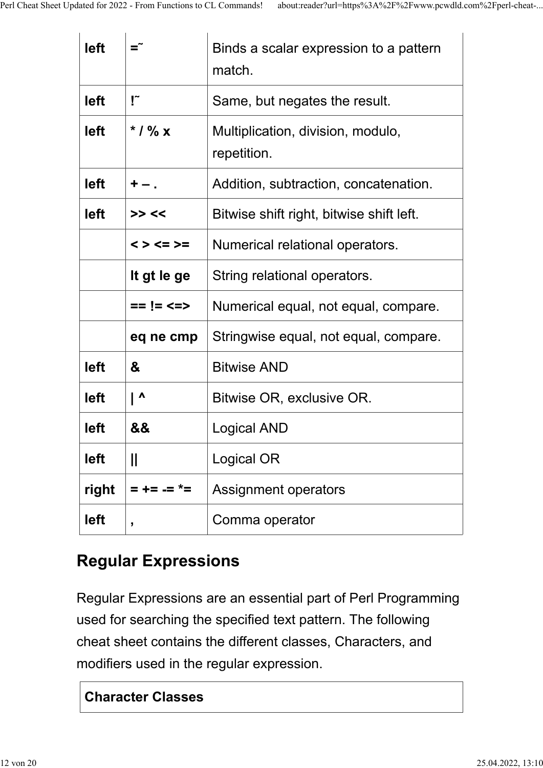| left | =~ | Binds a scalar expression to a pattern match. |
|---|---|---|
| left | !~ | Same, but negates the result. |
| left | * / % x | Multiplication, division, modulo, repetition. |
| left | + – . | Addition, subtraction, concatenation. |
| left | >> << | Bitwise shift right, bitwise shift left. |
| | < > <= >= | Numerical relational operators. |
| | lt gt le ge | String relational operators. |
| | == != <=> | Numerical equal, not equal, compare. |
| | eq ne cmp | Stringwise equal, not equal, compare. |
| left | & | Bitwise AND |
| left | \| ^ | Bitwise OR, exclusive OR. |
| left | && | Logical AND |
| left | \|\| | Logical OR |
| right | = += -= *= | Assignment operators |
| left | , | Comma operator |

## Regular Expressions

Regular Expressions are an essential part of Perl Programming used for searching the specified text pattern. The following cheat sheet contains the different classes, Characters, and modifiers used in the regular expression.

| Character Classes |
|---|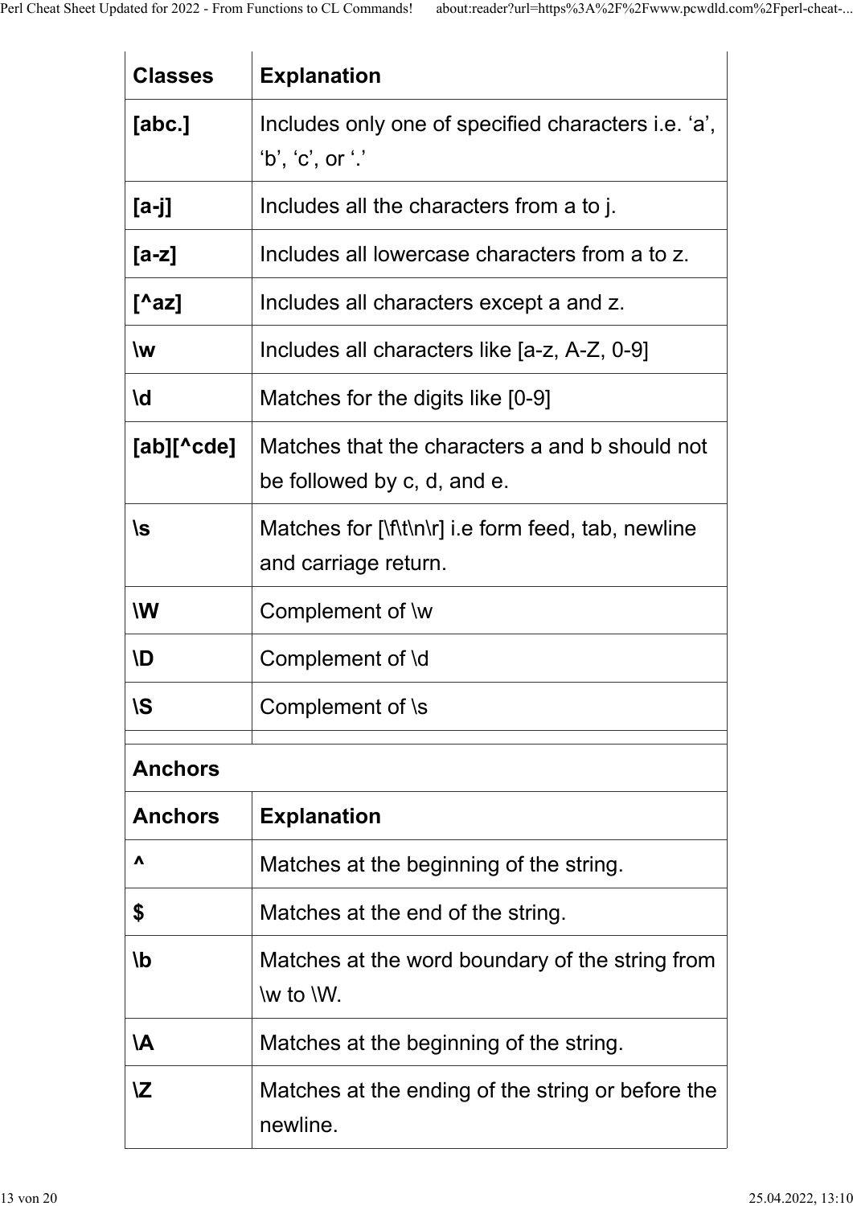| Classes | Explanation |
|---|---|
| **[abc.]** | Includes only one of specified characters i.e. ‘a’, ‘b’, ‘c’, or ‘.’ |
| **[a-j]** | Includes all the characters from a to j. |
| **[a-z]** | Includes all lowercase characters from a to z. |
| **[^az]** | Includes all characters except a and z. |
| **\w** | Includes all characters like [a-z, A-Z, 0-9] |
| **\d** | Matches for the digits like [0-9] |
| **[ab][^cde]** | Matches that the characters a and b should not be followed by c, d, and e. |
| **\s** | Matches for [\f\t\n\r] i.e form feed, tab, newline and carriage return. |
| **\W** | Complement of \w |
| **\D** | Complement of \d |
| **\S** | Complement of \s |

**Anchors**

| Anchors | Explanation |
|---|---|
| **^** | Matches at the beginning of the string. |
| **$** | Matches at the end of the string. |
| **\b** | Matches at the word boundary of the string from \w to \W. |
| **\A** | Matches at the beginning of the string. |
| **\Z** | Matches at the ending of the string or before the newline. |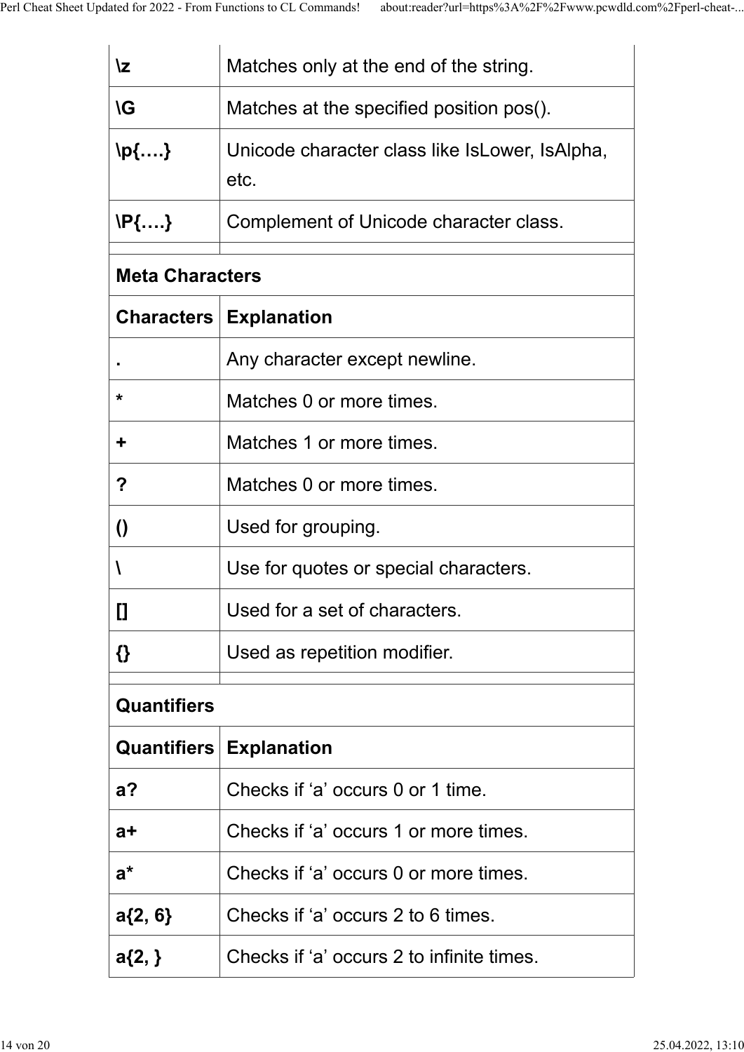| | |
|---|---|
| **\z** | Matches only at the end of the string. |
| **\G** | Matches at the specified position pos(). |
| **\p{….}** | Unicode character class like IsLower, IsAlpha, etc. |
| **\P{….}** | Complement of Unicode character class. |
| | |

| **Meta Characters** | |
|---|---|
| **Characters** | **Explanation** |
| **.** | Any character except newline. |
| ***** | Matches 0 or more times. |
| **+** | Matches 1 or more times. |
| **?** | Matches 0 or more times. |
| **()** | Used for grouping. |
| **\\** | Use for quotes or special characters. |
| **[]** | Used for a set of characters. |
| **{}** | Used as repetition modifier. |
| | |

| **Quantifiers** | |
|---|---|
| **Quantifiers** | **Explanation** |
| **a?** | Checks if 'a' occurs 0 or 1 time. |
| **a+** | Checks if 'a' occurs 1 or more times. |
| **a*** | Checks if 'a' occurs 0 or more times. |
| **a{2, 6}** | Checks if 'a' occurs 2 to 6 times. |
| **a{2, }** | Checks if 'a' occurs 2 to infinite times. |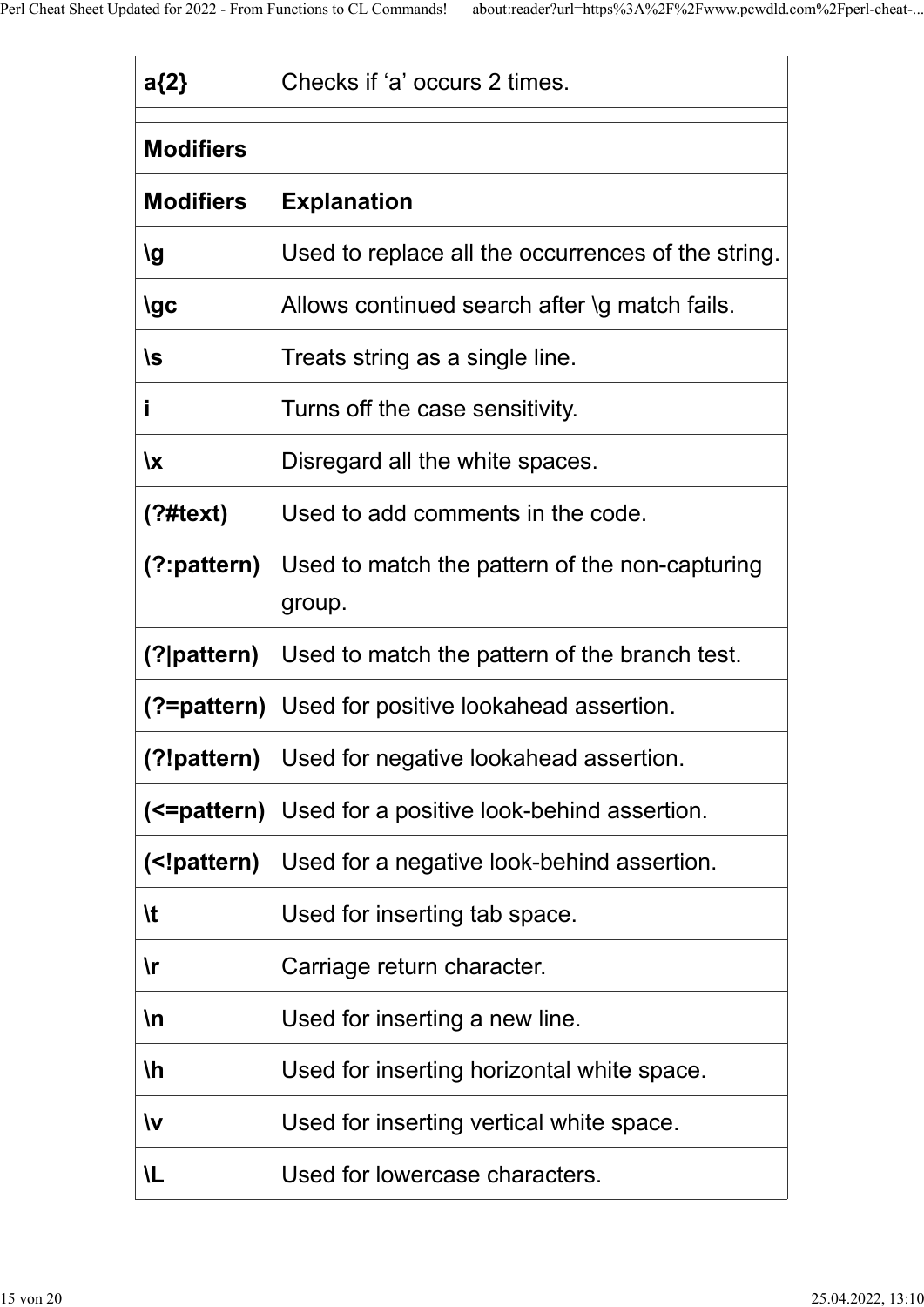| | |
|---|---|
| **a{2}** | Checks if ‘a’ occurs 2 times. |
| | |
| **Modifiers** | |
| **Modifiers** | **Explanation** |
| **\g** | Used to replace all the occurrences of the string. |
| **\gc** | Allows continued search after \g match fails. |
| **\s** | Treats string as a single line. |
| **i** | Turns off the case sensitivity. |
| **\x** | Disregard all the white spaces. |
| **(?#text)** | Used to add comments in the code. |
| **(?:pattern)** | Used to match the pattern of the non-capturing group. |
| **(?\|pattern)** | Used to match the pattern of the branch test. |
| **(?=pattern)** | Used for positive lookahead assertion. |
| **(?!pattern)** | Used for negative lookahead assertion. |
| **(<=pattern)** | Used for a positive look-behind assertion. |
| **(<!pattern)** | Used for a negative look-behind assertion. |
| **\t** | Used for inserting tab space. |
| **\r** | Carriage return character. |
| **\n** | Used for inserting a new line. |
| **\h** | Used for inserting horizontal white space. |
| **\v** | Used for inserting vertical white space. |
| **\L** | Used for lowercase characters. |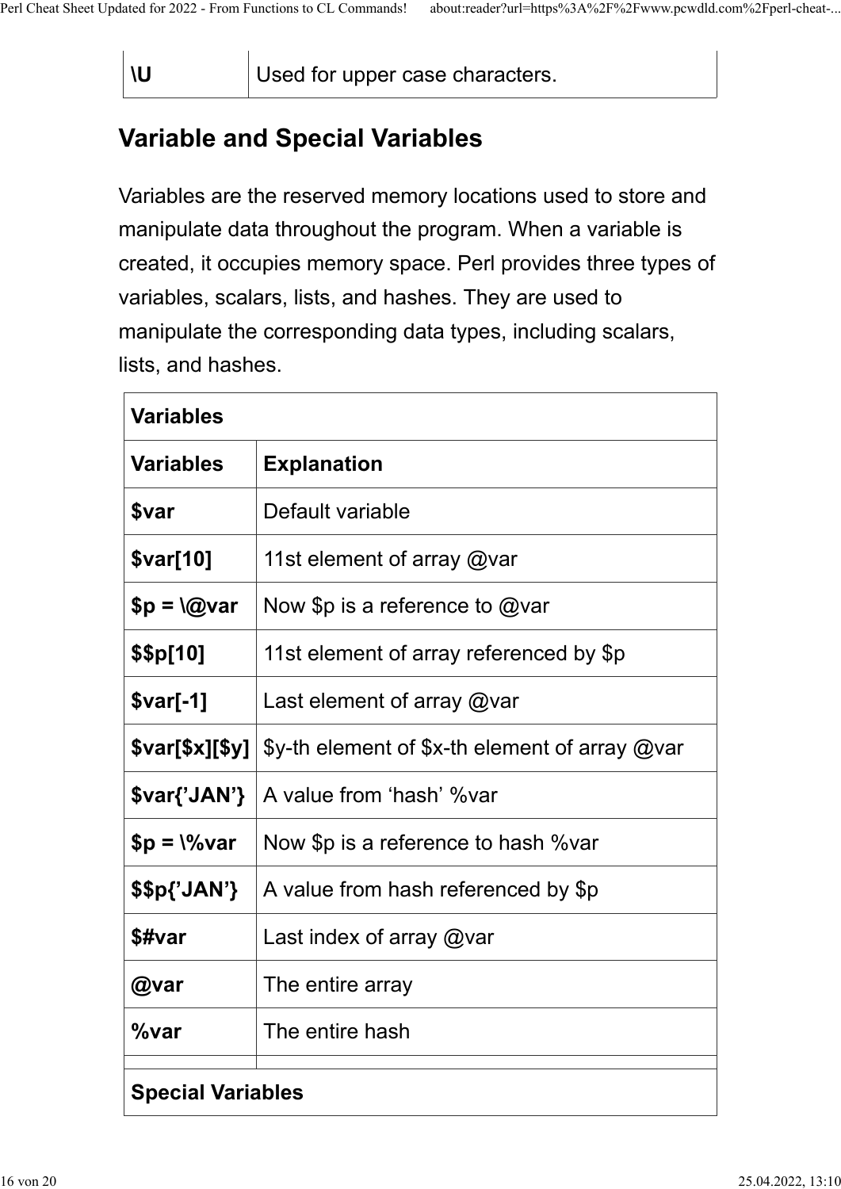| \U | Used for upper case characters. |
|---|---|

## Variable and Special Variables

Variables are the reserved memory locations used to store and manipulate data throughout the program. When a variable is created, it occupies memory space. Perl provides three types of variables, scalars, lists, and hashes. They are used to manipulate the corresponding data types, including scalars, lists, and hashes.

| **Variables** | |
|---|---|
| **Variables** | **Explanation** |
| **$var** | Default variable |
| **$var[10]** | 11st element of array @var |
| **$p = \@var** | Now $p is a reference to @var |
| **$$p[10]** | 11st element of array referenced by $p |
| **$var[-1]** | Last element of array @var |
| **$var[$x][$y]** | $y-th element of $x-th element of array @var |
| **$var{'JAN'}** | A value from 'hash' %var |
| **$p = \%var** | Now $p is a reference to hash %var |
| **$$p{'JAN'}** | A value from hash referenced by $p |
| **$#var** | Last index of array @var |
| **@var** | The entire array |
| **%var** | The entire hash |
| | |
| **Special Variables** | |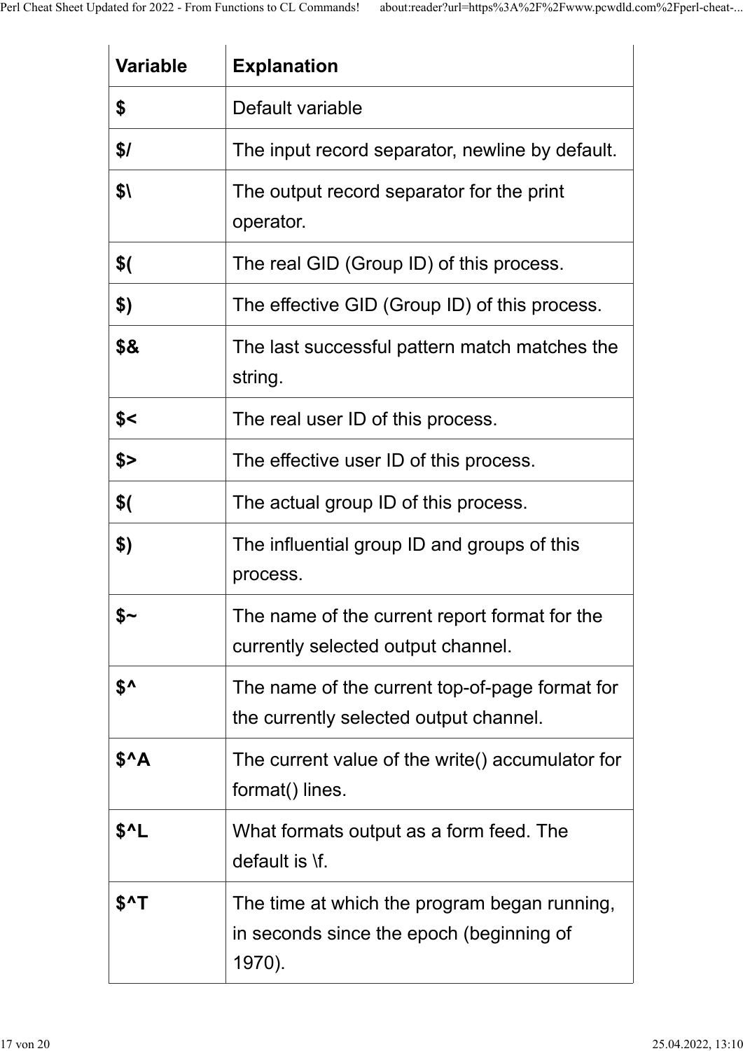| Variable | Explanation |
| --- | --- |
| $ | Default variable |
| $/ | The input record separator, newline by default. |
| $\ | The output record separator for the print operator. |
| $( | The real GID (Group ID) of this process. |
| $) | The effective GID (Group ID) of this process. |
| $& | The last successful pattern match matches the string. |
| $< | The real user ID of this process. |
| $> | The effective user ID of this process. |
| $( | The actual group ID of this process. |
| $) | The influential group ID and groups of this process. |
| $~ | The name of the current report format for the currently selected output channel. |
| $^ | The name of the current top-of-page format for the currently selected output channel. |
| $^A | The current value of the write() accumulator for format() lines. |
| $^L | What formats output as a form feed. The default is \f. |
| $^T | The time at which the program began running, in seconds since the epoch (beginning of 1970). |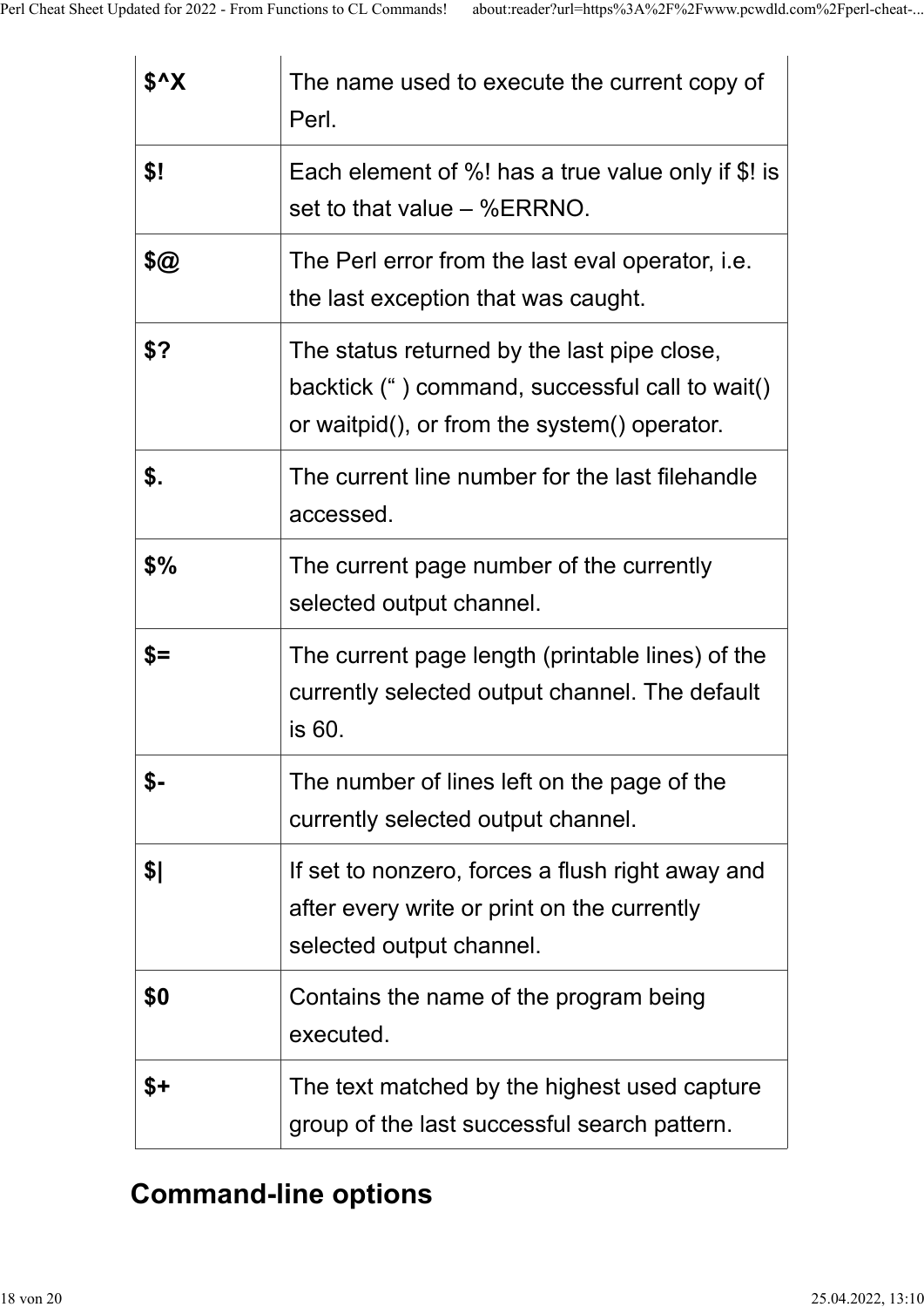| | |
|---|---|
| **$^X** | The name used to execute the current copy of Perl. |
| **$!** | Each element of %! has a true value only if $! is set to that value – %ERRNO. |
| **$@** | The Perl error from the last eval operator, i.e. the last exception that was caught. |
| **$?** | The status returned by the last pipe close, backtick (“ ) command, successful call to wait() or waitpid(), or from the system() operator. |
| **$.** | The current line number for the last filehandle accessed. |
| **$%** | The current page number of the currently selected output channel. |
| **$=** | The current page length (printable lines) of the currently selected output channel. The default is 60. |
| **$-** | The number of lines left on the page of the currently selected output channel. |
| **$\|** | If set to nonzero, forces a flush right away and after every write or print on the currently selected output channel. |
| **$0** | Contains the name of the program being executed. |
| **$+** | The text matched by the highest used capture group of the last successful search pattern. |

## Command-line options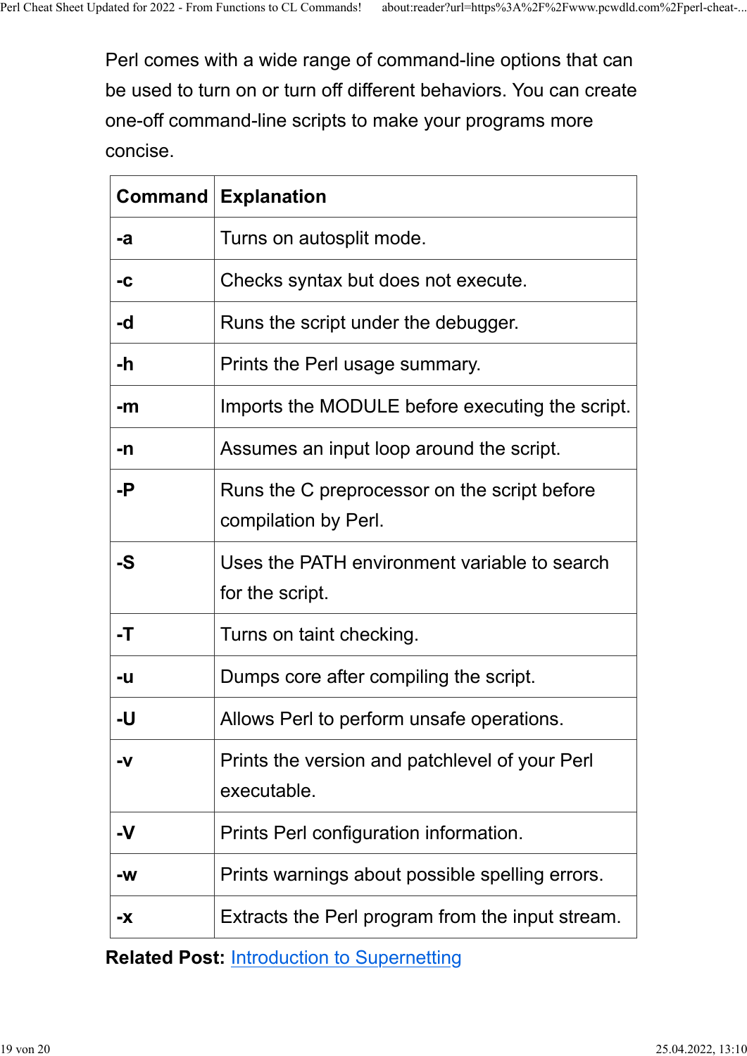Perl comes with a wide range of command-line options that can be used to turn on or turn off different behaviors. You can create one-off command-line scripts to make your programs more concise.

| Command | Explanation |
| --- | --- |
| **-a** | Turns on autosplit mode. |
| **-c** | Checks syntax but does not execute. |
| **-d** | Runs the script under the debugger. |
| **-h** | Prints the Perl usage summary. |
| **-m** | Imports the MODULE before executing the script. |
| **-n** | Assumes an input loop around the script. |
| **-P** | Runs the C preprocessor on the script before compilation by Perl. |
| **-S** | Uses the PATH environment variable to search for the script. |
| **-T** | Turns on taint checking. |
| **-u** | Dumps core after compiling the script. |
| **-U** | Allows Perl to perform unsafe operations. |
| **-v** | Prints the version and patchlevel of your Perl executable. |
| **-V** | Prints Perl configuration information. |
| **-w** | Prints warnings about possible spelling errors. |
| **-x** | Extracts the Perl program from the input stream. |

**Related Post:** Introduction to Supernetting